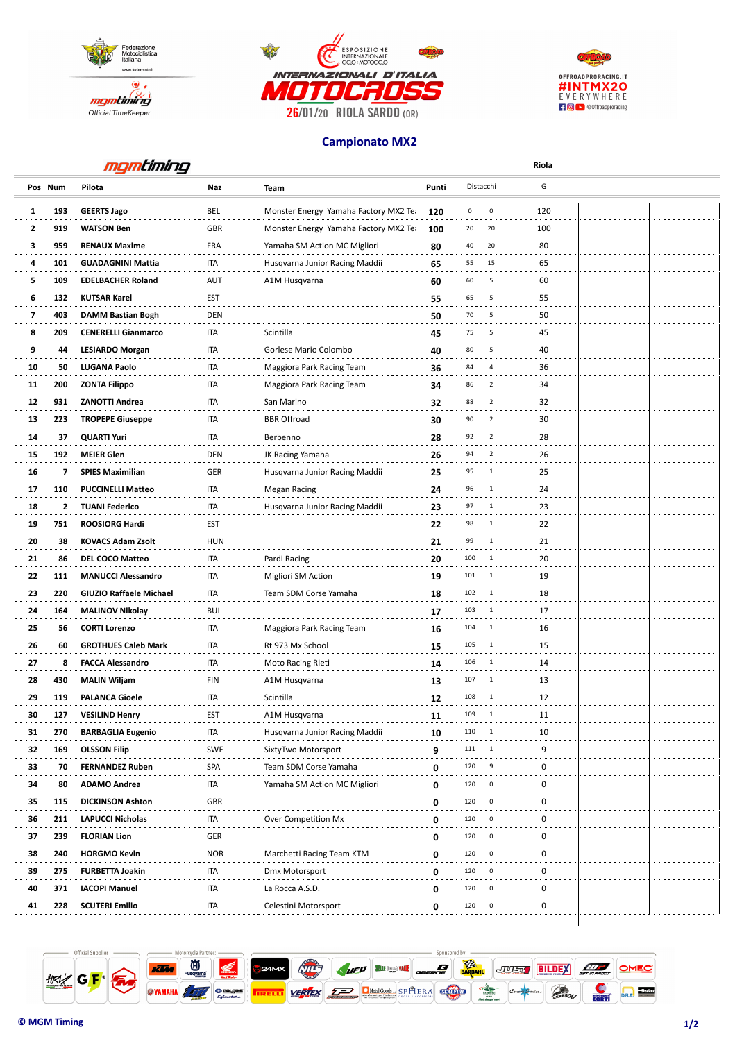Federazione Motociclistica Italiana

mgmtiming Official TimeKeeper

ESPOSIZIONE INTERNAZIONALE CICLO MOTOCICLO

# INTERNAZIONALI D'ITALIA MOTOCROSS

26/01/20 RIOLA SARDO (OR)

OFFROADPRORACING.IT #INTMX20 EVERYWHERE @offroadproracing

## Campionato MX2

mgmtiming

| Pos | Num | Pilota | Naz | Team | Punti | Distacchi | | Riola G |
|---|---|---|---|---|---|---|---|---|
| 1 | 193 | GEERTS Jago | BEL | Monster Energy Yamaha Factory MX2 Te | 120 | 0 | 0 | 120 |
| 2 | 919 | WATSON Ben | GBR | Monster Energy Yamaha Factory MX2 Te | 100 | 20 | 20 | 100 |
| 3 | 959 | RENAUX Maxime | FRA | Yamaha SM Action MC Migliori | 80 | 40 | 20 | 80 |
| 4 | 101 | GUADAGNINI Mattia | ITA | Husqvarna Junior Racing Maddii | 65 | 55 | 15 | 65 |
| 5 | 109 | EDELBACHER Roland | AUT | A1M Husqvarna | 60 | 60 | 5 | 60 |
| 6 | 132 | KUTSAR Karel | EST | | 55 | 65 | 5 | 55 |
| 7 | 403 | DAMM Bastian Bogh | DEN | | 50 | 70 | 5 | 50 |
| 8 | 209 | CENERELLI Gianmarco | ITA | Scintilla | 45 | 75 | 5 | 45 |
| 9 | 44 | LESIARDO Morgan | ITA | Gorlese Mario Colombo | 40 | 80 | 5 | 40 |
| 10 | 50 | LUGANA Paolo | ITA | Maggiora Park Racing Team | 36 | 84 | 4 | 36 |
| 11 | 200 | ZONTA Filippo | ITA | Maggiora Park Racing Team | 34 | 86 | 2 | 34 |
| 12 | 931 | ZANOTTI Andrea | ITA | San Marino | 32 | 88 | 2 | 32 |
| 13 | 223 | TROPEPE Giuseppe | ITA | BBR Offroad | 30 | 90 | 2 | 30 |
| 14 | 37 | QUARTI Yuri | ITA | Berbenno | 28 | 92 | 2 | 28 |
| 15 | 192 | MEIER Glen | DEN | JK Racing Yamaha | 26 | 94 | 2 | 26 |
| 16 | 7 | SPIES Maximilian | GER | Husqvarna Junior Racing Maddii | 25 | 95 | 1 | 25 |
| 17 | 110 | PUCCINELLI Matteo | ITA | Megan Racing | 24 | 96 | 1 | 24 |
| 18 | 2 | TUANI Federico | ITA | Husqvarna Junior Racing Maddii | 23 | 97 | 1 | 23 |
| 19 | 751 | ROOSIORG Hardi | EST | | 22 | 98 | 1 | 22 |
| 20 | 38 | KOVACS Adam Zsolt | HUN | | 21 | 99 | 1 | 21 |
| 21 | 86 | DEL COCO Matteo | ITA | Pardi Racing | 20 | 100 | 1 | 20 |
| 22 | 111 | MANUCCI Alessandro | ITA | Migliori SM Action | 19 | 101 | 1 | 19 |
| 23 | 220 | GIUZIO Raffaele Michael | ITA | Team SDM Corse Yamaha | 18 | 102 | 1 | 18 |
| 24 | 164 | MALINOV Nikolay | BUL | | 17 | 103 | 1 | 17 |
| 25 | 56 | CORTI Lorenzo | ITA | Maggiora Park Racing Team | 16 | 104 | 1 | 16 |
| 26 | 60 | GROTHUES Caleb Mark | ITA | Rt 973 Mx School | 15 | 105 | 1 | 15 |
| 27 | 8 | FACCA Alessandro | ITA | Moto Racing Rieti | 14 | 106 | 1 | 14 |
| 28 | 430 | MALIN Wiljam | FIN | A1M Husqvarna | 13 | 107 | 1 | 13 |
| 29 | 119 | PALANCA Gioele | ITA | Scintilla | 12 | 108 | 1 | 12 |
| 30 | 127 | VESILIND Henry | EST | A1M Husqvarna | 11 | 109 | 1 | 11 |
| 31 | 270 | BARBAGLIA Eugenio | ITA | Husqvarna Junior Racing Maddii | 10 | 110 | 1 | 10 |
| 32 | 169 | OLSSON Filip | SWE | SixtyTwo Motorsport | 9 | 111 | 1 | 9 |
| 33 | 70 | FERNANDEZ Ruben | SPA | Team SDM Corse Yamaha | 0 | 120 | 9 | 0 |
| 34 | 80 | ADAMO Andrea | ITA | Yamaha SM Action MC Migliori | 0 | 120 | 0 | 0 |
| 35 | 115 | DICKINSON Ashton | GBR | | 0 | 120 | 0 | 0 |
| 36 | 211 | LAPUCCI Nicholas | ITA | Over Competition Mx | 0 | 120 | 0 | 0 |
| 37 | 239 | FLORIAN Lion | GER | | 0 | 120 | 0 | 0 |
| 38 | 240 | HORGMO Kevin | NOR | Marchetti Racing Team KTM | 0 | 120 | 0 | 0 |
| 39 | 275 | FURBETTA Joakin | ITA | Dmx Motorsport | 0 | 120 | 0 | 0 |
| 40 | 371 | IACOPI Manuel | ITA | La Rocca A.S.D. | 0 | 120 | 0 | 0 |
| 41 | 228 | SCUTERI Emilio | ITA | Celestini Motorsport | 0 | 120 | 0 | 0 |

Official Supplier — Motorcycle Partner — Sponsored by:

© MGM Timing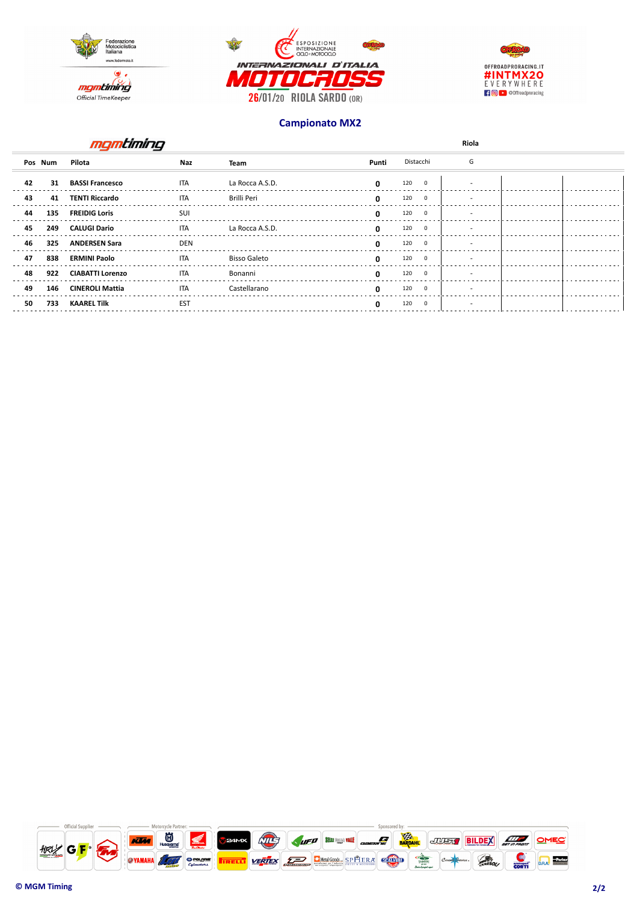Federazione Motociclistica Italiana

www.federmoto.it

mgmtiming Official TimeKeeper

ESPOSIZIONE INTERNAZIONALE CICLO MOTOCICLO

INTERNAZIONALI D'ITALIA MOTOCROSS

26/01/20 RIOLA SARDO (OR)

OFFROADPRORACING.IT

#INTMX20

EVERYWHERE

@Offroadproracing

## Campionato MX2

mgmtiming

| Pos | Num | Pilota | Naz | Team | Punti | Distacchi | | Riola G | | |
|---|---|---|---|---|---|---|---|---|---|---|
| 42 | 31 | BASSI Francesco | ITA | La Rocca A.S.D. | 0 | 120 | 0 | - | | |
| 43 | 41 | TENTI Riccardo | ITA | Brilli Peri | 0 | 120 | 0 | - | | |
| 44 | 135 | FREIDIG Loris | SUI | | 0 | 120 | 0 | - | | |
| 45 | 249 | CALUGI Dario | ITA | La Rocca A.S.D. | 0 | 120 | 0 | - | | |
| 46 | 325 | ANDERSEN Sara | DEN | | 0 | 120 | 0 | - | | |
| 47 | 838 | ERMINI Paolo | ITA | Bisso Galeto | 0 | 120 | 0 | - | | |
| 48 | 922 | CIABATTI Lorenzo | ITA | Bonanni | 0 | 120 | 0 | - | | |
| 49 | 146 | CINEROLI Mattia | ITA | Castellarano | 0 | 120 | 0 | - | | |
| 50 | 733 | KAAREL Tilk | EST | | 0 | 120 | 0 | - | | |

Official Supplier

Motorcycle Partner

Sponsored by:

© MGM Timing